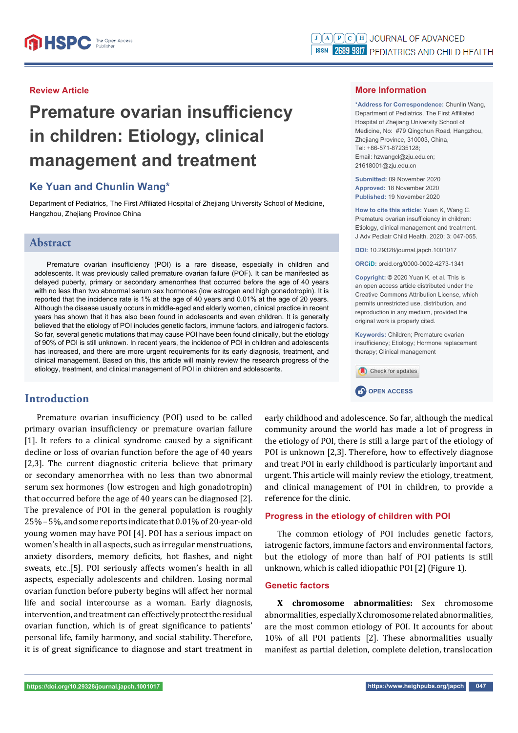Review Article

# Premature ovarian insufficiency in children: Etiology, clinical management and treatment

## Ke Yuan and Chunlin Wang*

Department of Pediatrics, The First Affiliated Hospital of Zhejiang University School of Medicine, Hangzhou, Zhejiang Province China

## More Information

***Address for Correspondence:** Chunlin Wang, Department of Pediatrics, The First Affiliated Hospital of Zhejiang University School of Medicine, No: #79 Qingchun Road, Hangzhou, Zhejiang Province, 310003, China, Tel: +86-571-87235128; Email: hzwangcl@zju.edu.cn; 21618001@zju.edu.cn

**Submitted:** 09 November 2020
**Approved:** 18 November 2020
**Published:** 19 November 2020

**How to cite this article:** Yuan K, Wang C. Premature ovarian insufficiency in children: Etiology, clinical management and treatment. J Adv Pediatr Child Health. 2020; 3: 047-055.

**DOI:** 10.29328/journal.japch.1001017

**ORCiD:** orcid.org/0000-0002-4273-1341

**Copyright:** © 2020 Yuan K, et al. This is an open access article distributed under the Creative Commons Attribution License, which permits unrestricted use, distribution, and reproduction in any medium, provided the original work is properly cited.

**Keywords:** Children; Premature ovarian insufficiency; Etiology; Hormone replacement therapy; Clinical management

OPEN ACCESS

## Abstract

Premature ovarian insufficiency (POI) is a rare disease, especially in children and adolescents. It was previously called premature ovarian failure (POF). It can be manifested as delayed puberty, primary or secondary amenorrhea that occurred before the age of 40 years with no less than two abnormal serum sex hormones (low estrogen and high gonadotropin). It is reported that the incidence rate is 1% at the age of 40 years and 0.01% at the age of 20 years. Although the disease usually occurs in middle-aged and elderly women, clinical practice in recent years has shown that it has also been found in adolescents and even children. It is generally believed that the etiology of POI includes genetic factors, immune factors, and iatrogenic factors. So far, several genetic mutations that may cause POI have been found clinically, but the etiology of 90% of POI is still unknown. In recent years, the incidence of POI in children and adolescents has increased, and there are more urgent requirements for its early diagnosis, treatment, and clinical management. Based on this, this article will mainly review the research progress of the etiology, treatment, and clinical management of POI in children and adolescents.

## Introduction

Premature ovarian insufficiency (POI) used to be called primary ovarian insufficiency or premature ovarian failure [1]. It refers to a clinical syndrome caused by a significant decline or loss of ovarian function before the age of 40 years [2,3]. The current diagnostic criteria believe that primary or secondary amenorrhea with no less than two abnormal serum sex hormones (low estrogen and high gonadotropin) that occurred before the age of 40 years can be diagnosed [2]. The prevalence of POI in the general population is roughly 25%–5%, and some reports indicate that 0.01% of 20-year-old young women may have POI [4]. POI has a serious impact on women's health in all aspects, such as irregular menstruations, anxiety disorders, memory deficits, hot flashes, and night sweats, etc..[5]. POI seriously affects women's health in all aspects, especially adolescents and children. Losing normal ovarian function before puberty begins will affect her normal life and social intercourse as a woman. Early diagnosis, intervention, and treatment can effectively protect the residual ovarian function, which is of great significance to patients' personal life, family harmony, and social stability. Therefore, it is of great significance to diagnose and start treatment in early childhood and adolescence. So far, although the medical community around the world has made a lot of progress in the etiology of POI, there is still a large part of the etiology of POI is unknown [2,3]. Therefore, how to effectively diagnose and treat POI in early childhood is particularly important and urgent. This article will mainly review the etiology, treatment, and clinical management of POI in children, to provide a reference for the clinic.

### Progress in the etiology of children with POI

The common etiology of POI includes genetic factors, iatrogenic factors, immune factors and environmental factors, but the etiology of more than half of POI patients is still unknown, which is called idiopathic POI [2] (Figure 1).

### Genetic factors

**X chromosome abnormalities:** Sex chromosome abnormalities, especially X chromosome related abnormalities, are the most common etiology of POI. It accounts for about 10% of all POI patients [2]. These abnormalities usually manifest as partial deletion, complete deletion, translocation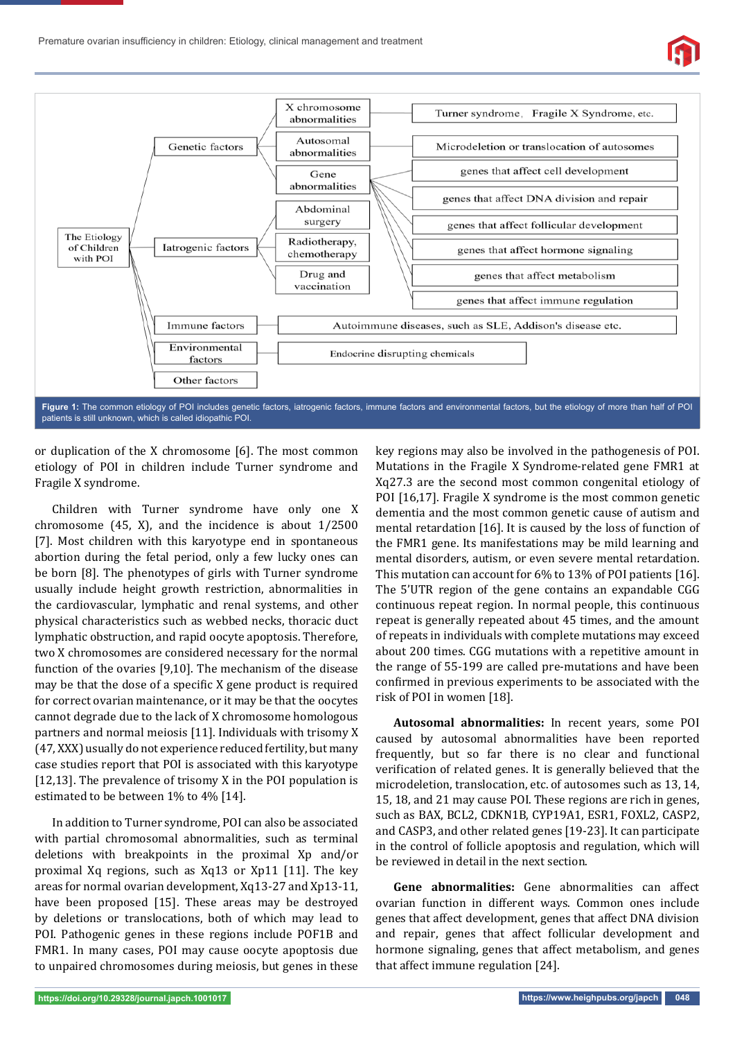- The Etiology of Children with POI
  - Genetic factors
    - X chromosome abnormalities — Turner syndrome, Fragile X Syndrome, etc.
    - Autosomal abnormalities — Microdeletion or translocation of autosomes
    - Gene abnormalities
      - genes that affect cell development
      - genes that affect DNA division and repair
      - genes that affect follicular development
      - genes that affect hormone signaling
      - genes that affect metabolism
      - genes that affect immune regulation
  - Iatrogenic factors
    - Abdominal surgery
    - Radiotherapy, chemotherapy
    - Drug and vaccination
  - Immune factors — Autoimmune diseases, such as SLE, Addison's disease etc.
  - Environmental factors — Endocrine disrupting chemicals
  - Other factors

**Figure 1:** The common etiology of POI includes genetic factors, iatrogenic factors, immune factors and environmental factors, but the etiology of more than half of POI patients is still unknown, which is called idiopathic POI.

or duplication of the X chromosome [6]. The most common etiology of POI in children include Turner syndrome and Fragile X syndrome.

Children with Turner syndrome have only one X chromosome (45, X), and the incidence is about 1/2500 [7]. Most children with this karyotype end in spontaneous abortion during the fetal period, only a few lucky ones can be born [8]. The phenotypes of girls with Turner syndrome usually include height growth restriction, abnormalities in the cardiovascular, lymphatic and renal systems, and other physical characteristics such as webbed necks, thoracic duct lymphatic obstruction, and rapid oocyte apoptosis. Therefore, two X chromosomes are considered necessary for the normal function of the ovaries [9,10]. The mechanism of the disease may be that the dose of a specific X gene product is required for correct ovarian maintenance, or it may be that the oocytes cannot degrade due to the lack of X chromosome homologous partners and normal meiosis [11]. Individuals with trisomy X (47, XXX) usually do not experience reduced fertility, but many case studies report that POI is associated with this karyotype [12,13]. The prevalence of trisomy X in the POI population is estimated to be between 1% to 4% [14].

In addition to Turner syndrome, POI can also be associated with partial chromosomal abnormalities, such as terminal deletions with breakpoints in the proximal Xp and/or proximal Xq regions, such as Xq13 or Xp11 [11]. The key areas for normal ovarian development, Xq13-27 and Xp13-11, have been proposed [15]. These areas may be destroyed by deletions or translocations, both of which may lead to POI. Pathogenic genes in these regions include POF1B and FMR1. In many cases, POI may cause oocyte apoptosis due to unpaired chromosomes during meiosis, but genes in these key regions may also be involved in the pathogenesis of POI. Mutations in the Fragile X Syndrome-related gene FMR1 at Xq27.3 are the second most common congenital etiology of POI [16,17]. Fragile X syndrome is the most common genetic dementia and the most common genetic cause of autism and mental retardation [16]. It is caused by the loss of function of the FMR1 gene. Its manifestations may be mild learning and mental disorders, autism, or even severe mental retardation. This mutation can account for 6% to 13% of POI patients [16]. The 5'UTR region of the gene contains an expandable CGG continuous repeat region. In normal people, this continuous repeat is generally repeated about 45 times, and the amount of repeats in individuals with complete mutations may exceed about 200 times. CGG mutations with a repetitive amount in the range of 55-199 are called pre-mutations and have been confirmed in previous experiments to be associated with the risk of POI in women [18].

**Autosomal abnormalities:** In recent years, some POI caused by autosomal abnormalities have been reported frequently, but so far there is no clear and functional verification of related genes. It is generally believed that the microdeletion, translocation, etc. of autosomes such as 13, 14, 15, 18, and 21 may cause POI. These regions are rich in genes, such as BAX, BCL2, CDKN1B, CYP19A1, ESR1, FOXL2, CASP2, and CASP3, and other related genes [19-23]. It can participate in the control of follicle apoptosis and regulation, which will be reviewed in detail in the next section.

**Gene abnormalities:** Gene abnormalities can affect ovarian function in different ways. Common ones include genes that affect development, genes that affect DNA division and repair, genes that affect follicular development and hormone signaling, genes that affect metabolism, and genes that affect immune regulation [24].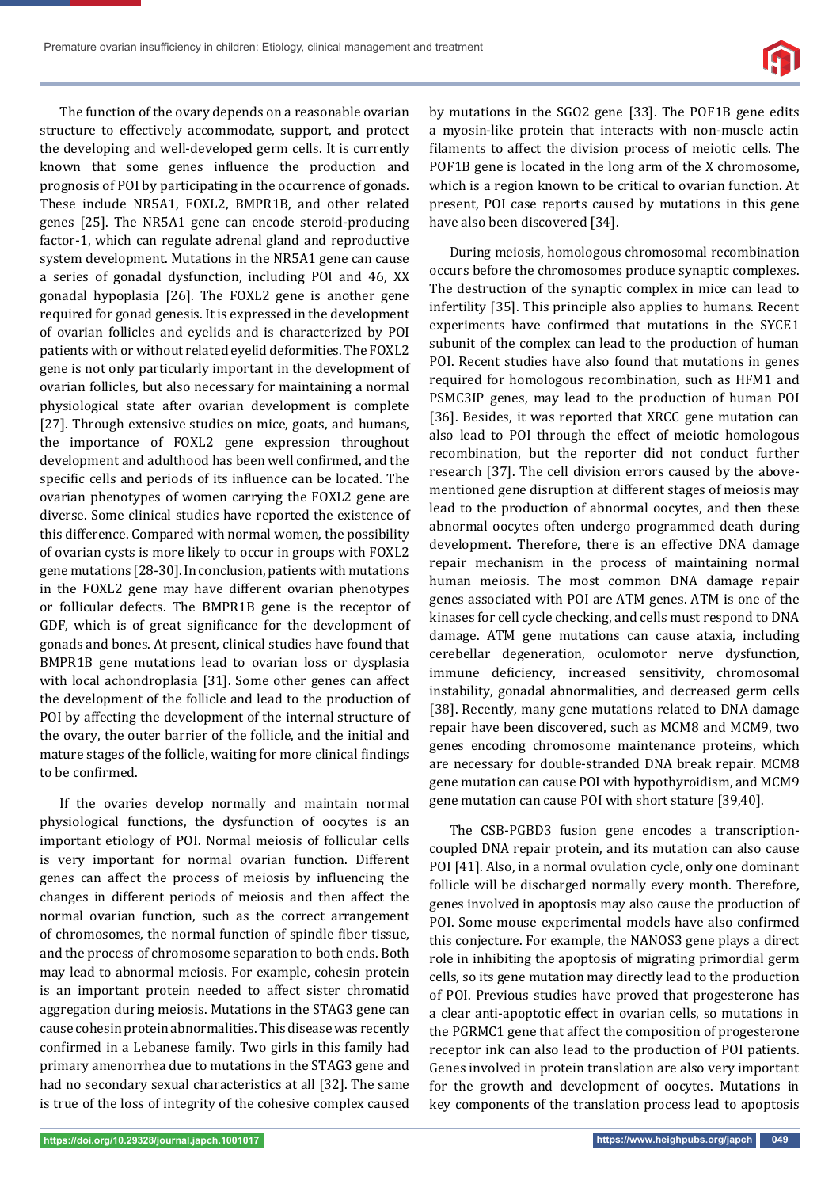The function of the ovary depends on a reasonable ovarian structure to effectively accommodate, support, and protect the developing and well-developed germ cells. It is currently known that some genes influence the production and prognosis of POI by participating in the occurrence of gonads. These include NR5A1, FOXL2, BMPR1B, and other related genes [25]. The NR5A1 gene can encode steroid-producing factor-1, which can regulate adrenal gland and reproductive system development. Mutations in the NR5A1 gene can cause a series of gonadal dysfunction, including POI and 46, XX gonadal hypoplasia [26]. The FOXL2 gene is another gene required for gonad genesis. It is expressed in the development of ovarian follicles and eyelids and is characterized by POI patients with or without related eyelid deformities. The FOXL2 gene is not only particularly important in the development of ovarian follicles, but also necessary for maintaining a normal physiological state after ovarian development is complete [27]. Through extensive studies on mice, goats, and humans, the importance of FOXL2 gene expression throughout development and adulthood has been well confirmed, and the specific cells and periods of its influence can be located. The ovarian phenotypes of women carrying the FOXL2 gene are diverse. Some clinical studies have reported the existence of this difference. Compared with normal women, the possibility of ovarian cysts is more likely to occur in groups with FOXL2 gene mutations [28-30]. In conclusion, patients with mutations in the FOXL2 gene may have different ovarian phenotypes or follicular defects. The BMPR1B gene is the receptor of GDF, which is of great significance for the development of gonads and bones. At present, clinical studies have found that BMPR1B gene mutations lead to ovarian loss or dysplasia with local achondroplasia [31]. Some other genes can affect the development of the follicle and lead to the production of POI by affecting the development of the internal structure of the ovary, the outer barrier of the follicle, and the initial and mature stages of the follicle, waiting for more clinical findings to be confirmed.

If the ovaries develop normally and maintain normal physiological functions, the dysfunction of oocytes is an important etiology of POI. Normal meiosis of follicular cells is very important for normal ovarian function. Different genes can affect the process of meiosis by influencing the changes in different periods of meiosis and then affect the normal ovarian function, such as the correct arrangement of chromosomes, the normal function of spindle fiber tissue, and the process of chromosome separation to both ends. Both may lead to abnormal meiosis. For example, cohesin protein is an important protein needed to affect sister chromatid aggregation during meiosis. Mutations in the STAG3 gene can cause cohesin protein abnormalities. This disease was recently confirmed in a Lebanese family. Two girls in this family had primary amenorrhea due to mutations in the STAG3 gene and had no secondary sexual characteristics at all [32]. The same is true of the loss of integrity of the cohesive complex caused by mutations in the SGO2 gene [33]. The POF1B gene edits a myosin-like protein that interacts with non-muscle actin filaments to affect the division process of meiotic cells. The POF1B gene is located in the long arm of the X chromosome, which is a region known to be critical to ovarian function. At present, POI case reports caused by mutations in this gene have also been discovered [34].

During meiosis, homologous chromosomal recombination occurs before the chromosomes produce synaptic complexes. The destruction of the synaptic complex in mice can lead to infertility [35]. This principle also applies to humans. Recent experiments have confirmed that mutations in the SYCE1 subunit of the complex can lead to the production of human POI. Recent studies have also found that mutations in genes required for homologous recombination, such as HFM1 and PSMC3IP genes, may lead to the production of human POI [36]. Besides, it was reported that XRCC gene mutation can also lead to POI through the effect of meiotic homologous recombination, but the reporter did not conduct further research [37]. The cell division errors caused by the above-mentioned gene disruption at different stages of meiosis may lead to the production of abnormal oocytes, and then these abnormal oocytes often undergo programmed death during development. Therefore, there is an effective DNA damage repair mechanism in the process of maintaining normal human meiosis. The most common DNA damage repair genes associated with POI are ATM genes. ATM is one of the kinases for cell cycle checking, and cells must respond to DNA damage. ATM gene mutations can cause ataxia, including cerebellar degeneration, oculomotor nerve dysfunction, immune deficiency, increased sensitivity, chromosomal instability, gonadal abnormalities, and decreased germ cells [38]. Recently, many gene mutations related to DNA damage repair have been discovered, such as MCM8 and MCM9, two genes encoding chromosome maintenance proteins, which are necessary for double-stranded DNA break repair. MCM8 gene mutation can cause POI with hypothyroidism, and MCM9 gene mutation can cause POI with short stature [39,40].

The CSB-PGBD3 fusion gene encodes a transcription-coupled DNA repair protein, and its mutation can also cause POI [41]. Also, in a normal ovulation cycle, only one dominant follicle will be discharged normally every month. Therefore, genes involved in apoptosis may also cause the production of POI. Some mouse experimental models have also confirmed this conjecture. For example, the NANOS3 gene plays a direct role in inhibiting the apoptosis of migrating primordial germ cells, so its gene mutation may directly lead to the production of POI. Previous studies have proved that progesterone has a clear anti-apoptotic effect in ovarian cells, so mutations in the PGRMC1 gene that affect the composition of progesterone receptor ink can also lead to the production of POI patients. Genes involved in protein translation are also very important for the growth and development of oocytes. Mutations in key components of the translation process lead to apoptosis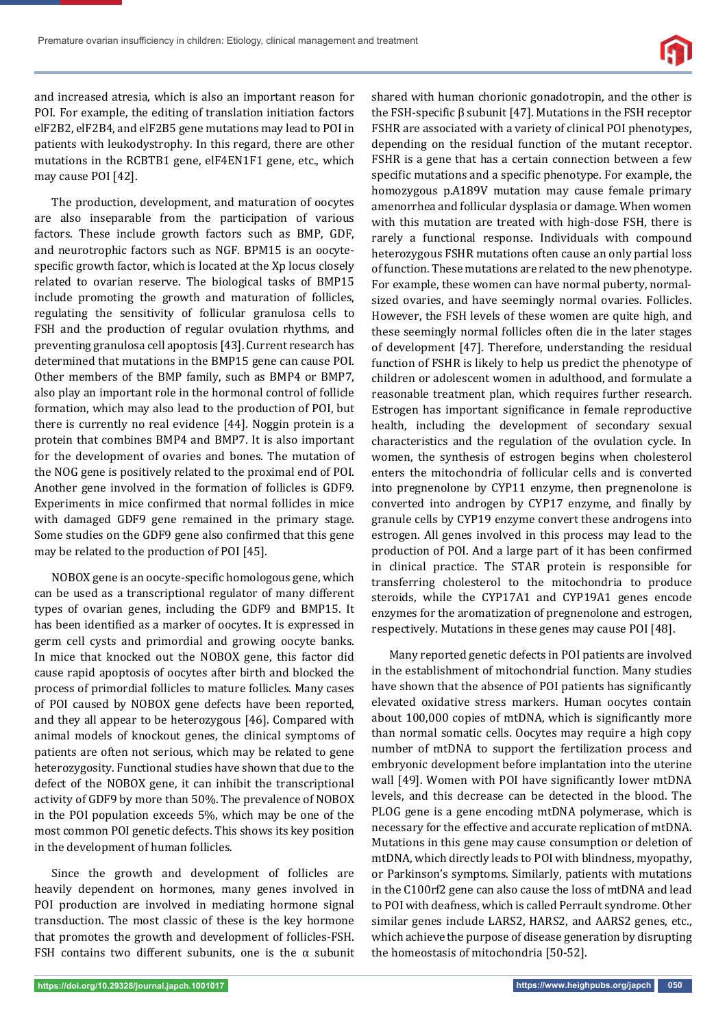and increased atresia, which is also an important reason for POI. For example, the editing of translation initiation factors elF2B2, elF2B4, and elF2B5 gene mutations may lead to POI in patients with leukodystrophy. In this regard, there are other mutations in the RCBTB1 gene, elF4EN1F1 gene, etc., which may cause POI [42].

The production, development, and maturation of oocytes are also inseparable from the participation of various factors. These include growth factors such as BMP, GDF, and neurotrophic factors such as NGF. BPM15 is an oocyte-specific growth factor, which is located at the Xp locus closely related to ovarian reserve. The biological tasks of BMP15 include promoting the growth and maturation of follicles, regulating the sensitivity of follicular granulosa cells to FSH and the production of regular ovulation rhythms, and preventing granulosa cell apoptosis [43]. Current research has determined that mutations in the BMP15 gene can cause POI. Other members of the BMP family, such as BMP4 or BMP7, also play an important role in the hormonal control of follicle formation, which may also lead to the production of POI, but there is currently no real evidence [44]. Noggin protein is a protein that combines BMP4 and BMP7. It is also important for the development of ovaries and bones. The mutation of the NOG gene is positively related to the proximal end of POI. Another gene involved in the formation of follicles is GDF9. Experiments in mice confirmed that normal follicles in mice with damaged GDF9 gene remained in the primary stage. Some studies on the GDF9 gene also confirmed that this gene may be related to the production of POI [45].

NOBOX gene is an oocyte-specific homologous gene, which can be used as a transcriptional regulator of many different types of ovarian genes, including the GDF9 and BMP15. It has been identified as a marker of oocytes. It is expressed in germ cell cysts and primordial and growing oocyte banks. In mice that knocked out the NOBOX gene, this factor did cause rapid apoptosis of oocytes after birth and blocked the process of primordial follicles to mature follicles. Many cases of POI caused by NOBOX gene defects have been reported, and they all appear to be heterozygous [46]. Compared with animal models of knockout genes, the clinical symptoms of patients are often not serious, which may be related to gene heterozygosity. Functional studies have shown that due to the defect of the NOBOX gene, it can inhibit the transcriptional activity of GDF9 by more than 50%. The prevalence of NOBOX in the POI population exceeds 5%, which may be one of the most common POI genetic defects. This shows its key position in the development of human follicles.

Since the growth and development of follicles are heavily dependent on hormones, many genes involved in POI production are involved in mediating hormone signal transduction. The most classic of these is the key hormone that promotes the growth and development of follicles-FSH. FSH contains two different subunits, one is the α subunit shared with human chorionic gonadotropin, and the other is the FSH-specific β subunit [47]. Mutations in the FSH receptor FSHR are associated with a variety of clinical POI phenotypes, depending on the residual function of the mutant receptor. FSHR is a gene that has a certain connection between a few specific mutations and a specific phenotype. For example, the homozygous p.A189V mutation may cause female primary amenorrhea and follicular dysplasia or damage. When women with this mutation are treated with high-dose FSH, there is rarely a functional response. Individuals with compound heterozygous FSHR mutations often cause an only partial loss of function. These mutations are related to the new phenotype. For example, these women can have normal puberty, normal-sized ovaries, and have seemingly normal ovaries. Follicles. However, the FSH levels of these women are quite high, and these seemingly normal follicles often die in the later stages of development [47]. Therefore, understanding the residual function of FSHR is likely to help us predict the phenotype of children or adolescent women in adulthood, and formulate a reasonable treatment plan, which requires further research. Estrogen has important significance in female reproductive health, including the development of secondary sexual characteristics and the regulation of the ovulation cycle. In women, the synthesis of estrogen begins when cholesterol enters the mitochondria of follicular cells and is converted into pregnenolone by CYP11 enzyme, then pregnenolone is converted into androgen by CYP17 enzyme, and finally by granule cells by CYP19 enzyme convert these androgens into estrogen. All genes involved in this process may lead to the production of POI. And a large part of it has been confirmed in clinical practice. The STAR protein is responsible for transferring cholesterol to the mitochondria to produce steroids, while the CYP17A1 and CYP19A1 genes encode enzymes for the aromatization of pregnenolone and estrogen, respectively. Mutations in these genes may cause POI [48].

Many reported genetic defects in POI patients are involved in the establishment of mitochondrial function. Many studies have shown that the absence of POI patients has significantly elevated oxidative stress markers. Human oocytes contain about 100,000 copies of mtDNA, which is significantly more than normal somatic cells. Oocytes may require a high copy number of mtDNA to support the fertilization process and embryonic development before implantation into the uterine wall [49]. Women with POI have significantly lower mtDNA levels, and this decrease can be detected in the blood. The PLOG gene is a gene encoding mtDNA polymerase, which is necessary for the effective and accurate replication of mtDNA. Mutations in this gene may cause consumption or deletion of mtDNA, which directly leads to POI with blindness, myopathy, or Parkinson's symptoms. Similarly, patients with mutations in the C10orf2 gene can also cause the loss of mtDNA and lead to POI with deafness, which is called Perrault syndrome. Other similar genes include LARS2, HARS2, and AARS2 genes, etc., which achieve the purpose of disease generation by disrupting the homeostasis of mitochondria [50-52].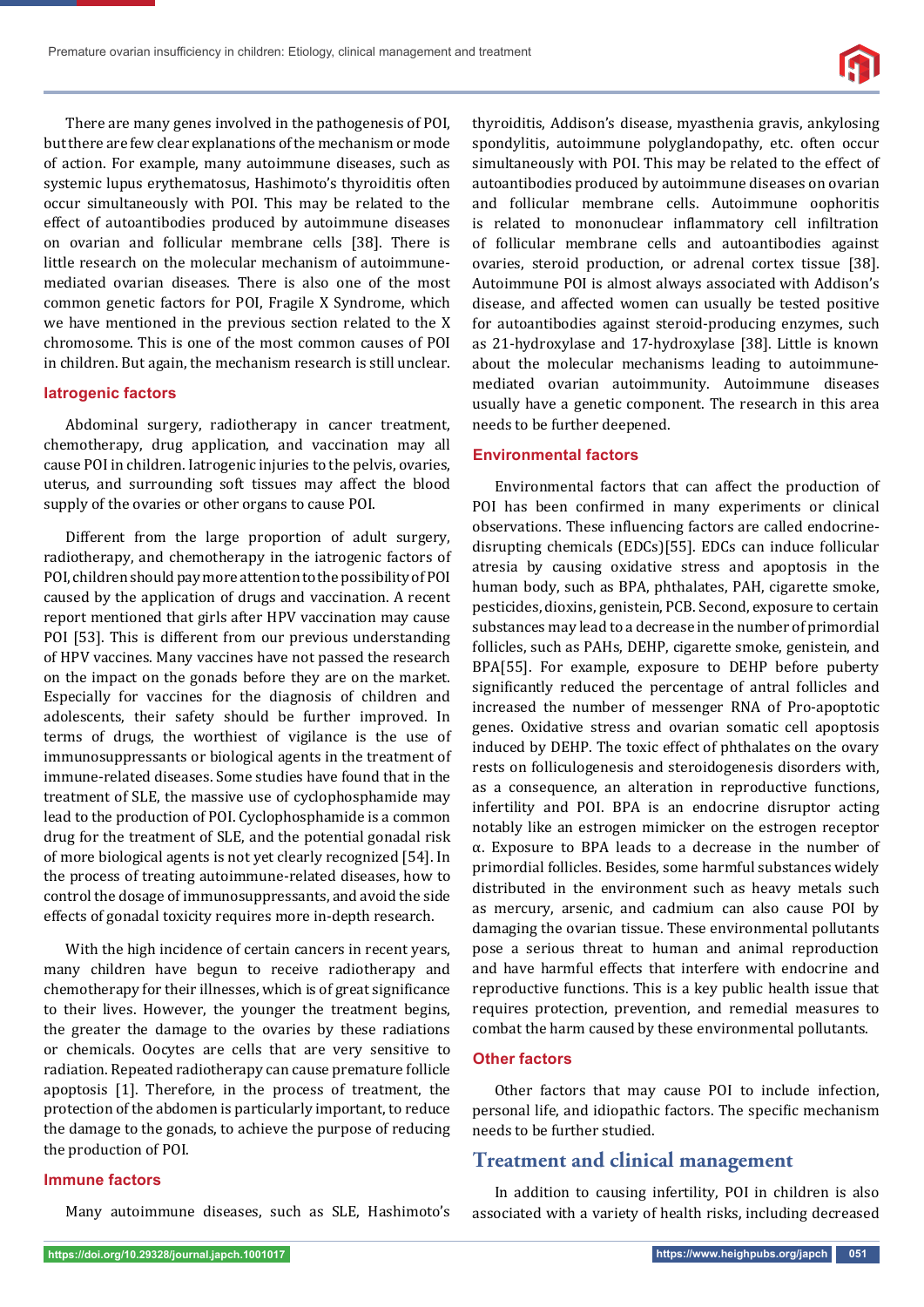There are many genes involved in the pathogenesis of POI, but there are few clear explanations of the mechanism or mode of action. For example, many autoimmune diseases, such as systemic lupus erythematosus, Hashimoto's thyroiditis often occur simultaneously with POI. This may be related to the effect of autoantibodies produced by autoimmune diseases on ovarian and follicular membrane cells [38]. There is little research on the molecular mechanism of autoimmune-mediated ovarian diseases. There is also one of the most common genetic factors for POI, Fragile X Syndrome, which we have mentioned in the previous section related to the X chromosome. This is one of the most common causes of POI in children. But again, the mechanism research is still unclear.

### Iatrogenic factors

Abdominal surgery, radiotherapy in cancer treatment, chemotherapy, drug application, and vaccination may all cause POI in children. Iatrogenic injuries to the pelvis, ovaries, uterus, and surrounding soft tissues may affect the blood supply of the ovaries or other organs to cause POI.

Different from the large proportion of adult surgery, radiotherapy, and chemotherapy in the iatrogenic factors of POI, children should pay more attention to the possibility of POI caused by the application of drugs and vaccination. A recent report mentioned that girls after HPV vaccination may cause POI [53]. This is different from our previous understanding of HPV vaccines. Many vaccines have not passed the research on the impact on the gonads before they are on the market. Especially for vaccines for the diagnosis of children and adolescents, their safety should be further improved. In terms of drugs, the worthiest of vigilance is the use of immunosuppressants or biological agents in the treatment of immune-related diseases. Some studies have found that in the treatment of SLE, the massive use of cyclophosphamide may lead to the production of POI. Cyclophosphamide is a common drug for the treatment of SLE, and the potential gonadal risk of more biological agents is not yet clearly recognized [54]. In the process of treating autoimmune-related diseases, how to control the dosage of immunosuppressants, and avoid the side effects of gonadal toxicity requires more in-depth research.

With the high incidence of certain cancers in recent years, many children have begun to receive radiotherapy and chemotherapy for their illnesses, which is of great significance to their lives. However, the younger the treatment begins, the greater the damage to the ovaries by these radiations or chemicals. Oocytes are cells that are very sensitive to radiation. Repeated radiotherapy can cause premature follicle apoptosis [1]. Therefore, in the process of treatment, the protection of the abdomen is particularly important, to reduce the damage to the gonads, to achieve the purpose of reducing the production of POI.

### Immune factors

Many autoimmune diseases, such as SLE, Hashimoto's thyroiditis, Addison's disease, myasthenia gravis, ankylosing spondylitis, autoimmune polyglandopathy, etc. often occur simultaneously with POI. This may be related to the effect of autoantibodies produced by autoimmune diseases on ovarian and follicular membrane cells. Autoimmune oophoritis is related to mononuclear inflammatory cell infiltration of follicular membrane cells and autoantibodies against ovaries, steroid production, or adrenal cortex tissue [38]. Autoimmune POI is almost always associated with Addison's disease, and affected women can usually be tested positive for autoantibodies against steroid-producing enzymes, such as 21-hydroxylase and 17-hydroxylase [38]. Little is known about the molecular mechanisms leading to autoimmune-mediated ovarian autoimmunity. Autoimmune diseases usually have a genetic component. The research in this area needs to be further deepened.

### Environmental factors

Environmental factors that can affect the production of POI has been confirmed in many experiments or clinical observations. These influencing factors are called endocrine-disrupting chemicals (EDCs)[55]. EDCs can induce follicular atresia by causing oxidative stress and apoptosis in the human body, such as BPA, phthalates, PAH, cigarette smoke, pesticides, dioxins, genistein, PCB. Second, exposure to certain substances may lead to a decrease in the number of primordial follicles, such as PAHs, DEHP, cigarette smoke, genistein, and BPA[55]. For example, exposure to DEHP before puberty significantly reduced the percentage of antral follicles and increased the number of messenger RNA of Pro-apoptotic genes. Oxidative stress and ovarian somatic cell apoptosis induced by DEHP. The toxic effect of phthalates on the ovary rests on folliculogenesis and steroidogenesis disorders with, as a consequence, an alteration in reproductive functions, infertility and POI. BPA is an endocrine disruptor acting notably like an estrogen mimicker on the estrogen receptor α. Exposure to BPA leads to a decrease in the number of primordial follicles. Besides, some harmful substances widely distributed in the environment such as heavy metals such as mercury, arsenic, and cadmium can also cause POI by damaging the ovarian tissue. These environmental pollutants pose a serious threat to human and animal reproduction and have harmful effects that interfere with endocrine and reproductive functions. This is a key public health issue that requires protection, prevention, and remedial measures to combat the harm caused by these environmental pollutants.

### Other factors

Other factors that may cause POI to include infection, personal life, and idiopathic factors. The specific mechanism needs to be further studied.

## Treatment and clinical management

In addition to causing infertility, POI in children is also associated with a variety of health risks, including decreased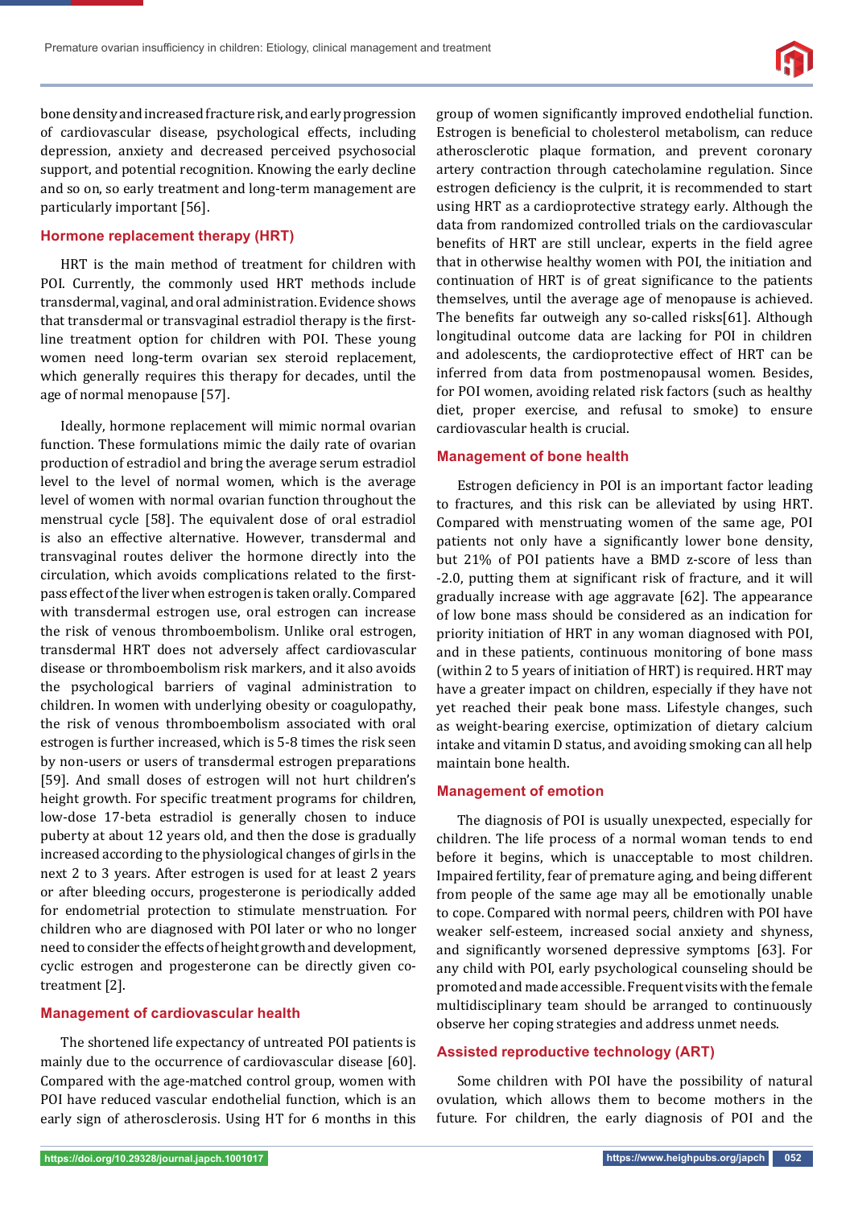bone density and increased fracture risk, and early progression of cardiovascular disease, psychological effects, including depression, anxiety and decreased perceived psychosocial support, and potential recognition. Knowing the early decline and so on, so early treatment and long-term management are particularly important [56].

## Hormone replacement therapy (HRT)

HRT is the main method of treatment for children with POI. Currently, the commonly used HRT methods include transdermal, vaginal, and oral administration. Evidence shows that transdermal or transvaginal estradiol therapy is the first-line treatment option for children with POI. These young women need long-term ovarian sex steroid replacement, which generally requires this therapy for decades, until the age of normal menopause [57].

Ideally, hormone replacement will mimic normal ovarian function. These formulations mimic the daily rate of ovarian production of estradiol and bring the average serum estradiol level to the level of normal women, which is the average level of women with normal ovarian function throughout the menstrual cycle [58]. The equivalent dose of oral estradiol is also an effective alternative. However, transdermal and transvaginal routes deliver the hormone directly into the circulation, which avoids complications related to the first-pass effect of the liver when estrogen is taken orally. Compared with transdermal estrogen use, oral estrogen can increase the risk of venous thromboembolism. Unlike oral estrogen, transdermal HRT does not adversely affect cardiovascular disease or thromboembolism risk markers, and it also avoids the psychological barriers of vaginal administration to children. In women with underlying obesity or coagulopathy, the risk of venous thromboembolism associated with oral estrogen is further increased, which is 5-8 times the risk seen by non-users or users of transdermal estrogen preparations [59]. And small doses of estrogen will not hurt children's height growth. For specific treatment programs for children, low-dose 17-beta estradiol is generally chosen to induce puberty at about 12 years old, and then the dose is gradually increased according to the physiological changes of girls in the next 2 to 3 years. After estrogen is used for at least 2 years or after bleeding occurs, progesterone is periodically added for endometrial protection to stimulate menstruation. For children who are diagnosed with POI later or who no longer need to consider the effects of height growth and development, cyclic estrogen and progesterone can be directly given co-treatment [2].

## Management of cardiovascular health

The shortened life expectancy of untreated POI patients is mainly due to the occurrence of cardiovascular disease [60]. Compared with the age-matched control group, women with POI have reduced vascular endothelial function, which is an early sign of atherosclerosis. Using HT for 6 months in this group of women significantly improved endothelial function. Estrogen is beneficial to cholesterol metabolism, can reduce atherosclerotic plaque formation, and prevent coronary artery contraction through catecholamine regulation. Since estrogen deficiency is the culprit, it is recommended to start using HRT as a cardioprotective strategy early. Although the data from randomized controlled trials on the cardiovascular benefits of HRT are still unclear, experts in the field agree that in otherwise healthy women with POI, the initiation and continuation of HRT is of great significance to the patients themselves, until the average age of menopause is achieved. The benefits far outweigh any so-called risks[61]. Although longitudinal outcome data are lacking for POI in children and adolescents, the cardioprotective effect of HRT can be inferred from data from postmenopausal women. Besides, for POI women, avoiding related risk factors (such as healthy diet, proper exercise, and refusal to smoke) to ensure cardiovascular health is crucial.

## Management of bone health

Estrogen deficiency in POI is an important factor leading to fractures, and this risk can be alleviated by using HRT. Compared with menstruating women of the same age, POI patients not only have a significantly lower bone density, but 21% of POI patients have a BMD z-score of less than -2.0, putting them at significant risk of fracture, and it will gradually increase with age aggravate [62]. The appearance of low bone mass should be considered as an indication for priority initiation of HRT in any woman diagnosed with POI, and in these patients, continuous monitoring of bone mass (within 2 to 5 years of initiation of HRT) is required. HRT may have a greater impact on children, especially if they have not yet reached their peak bone mass. Lifestyle changes, such as weight-bearing exercise, optimization of dietary calcium intake and vitamin D status, and avoiding smoking can all help maintain bone health.

## Management of emotion

The diagnosis of POI is usually unexpected, especially for children. The life process of a normal woman tends to end before it begins, which is unacceptable to most children. Impaired fertility, fear of premature aging, and being different from people of the same age may all be emotionally unable to cope. Compared with normal peers, children with POI have weaker self-esteem, increased social anxiety and shyness, and significantly worsened depressive symptoms [63]. For any child with POI, early psychological counseling should be promoted and made accessible. Frequent visits with the female multidisciplinary team should be arranged to continuously observe her coping strategies and address unmet needs.

## Assisted reproductive technology (ART)

Some children with POI have the possibility of natural ovulation, which allows them to become mothers in the future. For children, the early diagnosis of POI and the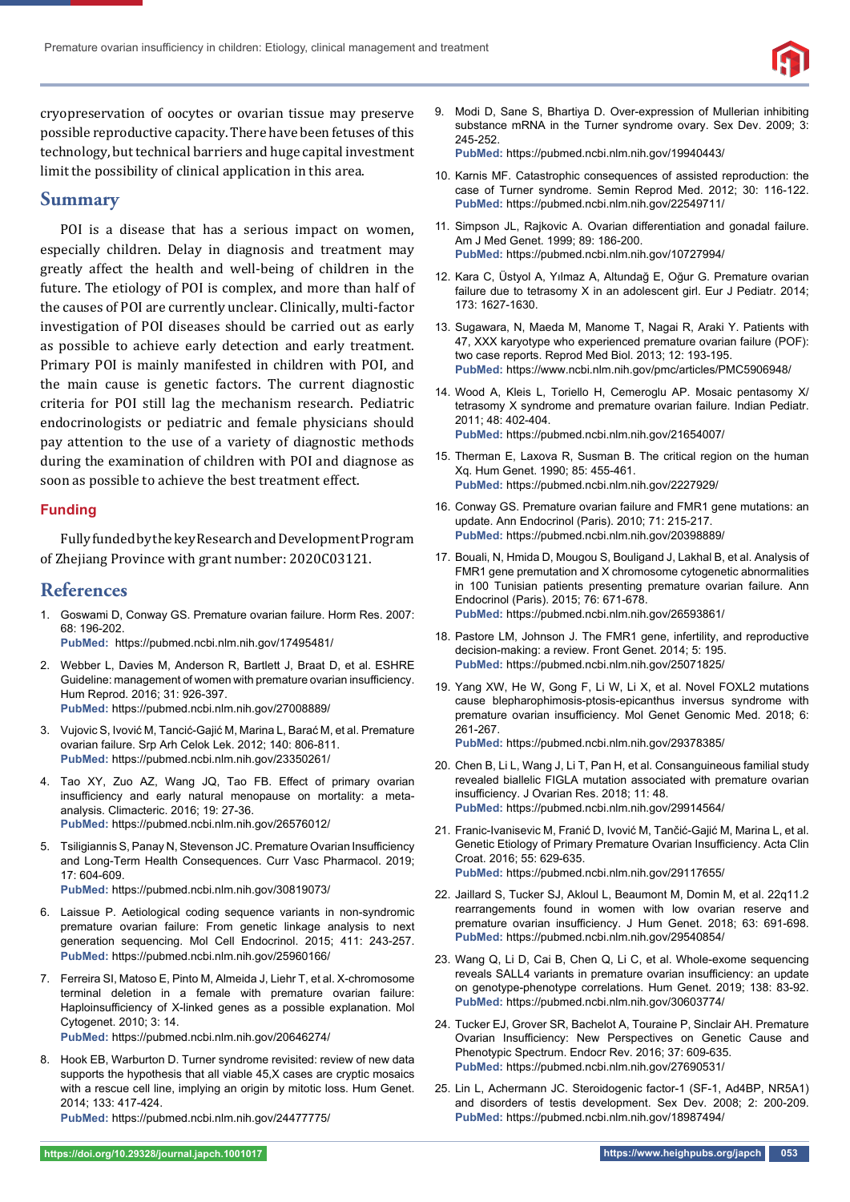cryopreservation of oocytes or ovarian tissue may preserve possible reproductive capacity. There have been fetuses of this technology, but technical barriers and huge capital investment limit the possibility of clinical application in this area.

## Summary

POI is a disease that has a serious impact on women, especially children. Delay in diagnosis and treatment may greatly affect the health and well-being of children in the future. The etiology of POI is complex, and more than half of the causes of POI are currently unclear. Clinically, multi-factor investigation of POI diseases should be carried out as early as possible to achieve early detection and early treatment. Primary POI is mainly manifested in children with POI, and the main cause is genetic factors. The current diagnostic criteria for POI still lag the mechanism research. Pediatric endocrinologists or pediatric and female physicians should pay attention to the use of a variety of diagnostic methods during the examination of children with POI and diagnose as soon as possible to achieve the best treatment effect.

### Funding

Fully funded by the key Research and Development Program of Zhejiang Province with grant number: 2020C03121.

## References

1. Goswami D, Conway GS. Premature ovarian failure. Horm Res. 2007: 68: 196-202.
**PubMed:** https://pubmed.ncbi.nlm.nih.gov/17495481/

2. Webber L, Davies M, Anderson R, Bartlett J, Braat D, et al. ESHRE Guideline: management of women with premature ovarian insufficiency. Hum Reprod. 2016; 31: 926-397.
**PubMed:** https://pubmed.ncbi.nlm.nih.gov/27008889/

3. Vujovic S, Ivović M, Tancić-Gajić M, Marina L, Barać M, et al. Premature ovarian failure. Srp Arh Celok Lek. 2012; 140: 806-811.
**PubMed:** https://pubmed.ncbi.nlm.nih.gov/23350261/

4. Tao XY, Zuo AZ, Wang JQ, Tao FB. Effect of primary ovarian insufficiency and early natural menopause on mortality: a meta-analysis. Climacteric. 2016; 19: 27-36.
**PubMed:** https://pubmed.ncbi.nlm.nih.gov/26576012/

5. Tsiligiannis S, Panay N, Stevenson JC. Premature Ovarian Insufficiency and Long-Term Health Consequences. Curr Vasc Pharmacol. 2019; 17: 604-609.
**PubMed:** https://pubmed.ncbi.nlm.nih.gov/30819073/

6. Laissue P. Aetiological coding sequence variants in non-syndromic premature ovarian failure: From genetic linkage analysis to next generation sequencing. Mol Cell Endocrinol. 2015; 411: 243-257.
**PubMed:** https://pubmed.ncbi.nlm.nih.gov/25960166/

7. Ferreira SI, Matoso E, Pinto M, Almeida J, Liehr T, et al. X-chromosome terminal deletion in a female with premature ovarian failure: Haploinsufficiency of X-linked genes as a possible explanation. Mol Cytogenet. 2010; 3: 14.
**PubMed:** https://pubmed.ncbi.nlm.nih.gov/20646274/

8. Hook EB, Warburton D. Turner syndrome revisited: review of new data supports the hypothesis that all viable 45,X cases are cryptic mosaics with a rescue cell line, implying an origin by mitotic loss. Hum Genet. 2014; 133: 417-424.
**PubMed:** https://pubmed.ncbi.nlm.nih.gov/24477775/

9. Modi D, Sane S, Bhartiya D. Over-expression of Mullerian inhibiting substance mRNA in the Turner syndrome ovary. Sex Dev. 2009; 3: 245-252.
**PubMed:** https://pubmed.ncbi.nlm.nih.gov/19940443/

10. Karnis MF. Catastrophic consequences of assisted reproduction: the case of Turner syndrome. Semin Reprod Med. 2012; 30: 116-122.
**PubMed:** https://pubmed.ncbi.nlm.nih.gov/22549711/

11. Simpson JL, Rajkovic A. Ovarian differentiation and gonadal failure. Am J Med Genet. 1999; 89: 186-200.
**PubMed:** https://pubmed.ncbi.nlm.nih.gov/10727994/

12. Kara C, Üstyol A, Yılmaz A, Altundağ E, Oğur G. Premature ovarian failure due to tetrasomy X in an adolescent girl. Eur J Pediatr. 2014; 173: 1627-1630.

13. Sugawara, N, Maeda M, Manome T, Nagai R, Araki Y. Patients with 47, XXX karyotype who experienced premature ovarian failure (POF): two case reports. Reprod Med Biol. 2013; 12: 193-195.
**PubMed:** https://www.ncbi.nlm.nih.gov/pmc/articles/PMC5906948/

14. Wood A, Kleis L, Toriello H, Cemeroglu AP. Mosaic pentasomy X/tetrasomy X syndrome and premature ovarian failure. Indian Pediatr. 2011; 48: 402-404.
**PubMed:** https://pubmed.ncbi.nlm.nih.gov/21654007/

15. Therman E, Laxova R, Susman B. The critical region on the human Xq. Hum Genet. 1990; 85: 455-461.
**PubMed:** https://pubmed.ncbi.nlm.nih.gov/2227929/

16. Conway GS. Premature ovarian failure and FMR1 gene mutations: an update. Ann Endocrinol (Paris). 2010; 71: 215-217.
**PubMed:** https://pubmed.ncbi.nlm.nih.gov/20398889/

17. Bouali, N, Hmida D, Mougou S, Bouligand J, Lakhal B, et al. Analysis of FMR1 gene premutation and X chromosome cytogenetic abnormalities in 100 Tunisian patients presenting premature ovarian failure. Ann Endocrinol (Paris). 2015; 76: 671-678.
**PubMed:** https://pubmed.ncbi.nlm.nih.gov/26593861/

18. Pastore LM, Johnson J. The FMR1 gene, infertility, and reproductive decision-making: a review. Front Genet. 2014; 5: 195.
**PubMed:** https://pubmed.ncbi.nlm.nih.gov/25071825/

19. Yang XW, He W, Gong F, Li W, Li X, et al. Novel FOXL2 mutations cause blepharophimosis-ptosis-epicanthus inversus syndrome with premature ovarian insufficiency. Mol Genet Genomic Med. 2018; 6: 261-267.
**PubMed:** https://pubmed.ncbi.nlm.nih.gov/29378385/

20. Chen B, Li L, Wang J, Li T, Pan H, et al. Consanguineous familial study revealed biallelic FIGLA mutation associated with premature ovarian insufficiency. J Ovarian Res. 2018; 11: 48.
**PubMed:** https://pubmed.ncbi.nlm.nih.gov/29914564/

21. Franic-Ivanisevic M, Franić D, Ivović M, Tančić-Gajić M, Marina L, et al. Genetic Etiology of Primary Premature Ovarian Insufficiency. Acta Clin Croat. 2016; 55: 629-635.
**PubMed:** https://pubmed.ncbi.nlm.nih.gov/29117655/

22. Jaillard S, Tucker SJ, Akloul L, Beaumont M, Domin M, et al. 22q11.2 rearrangements found in women with low ovarian reserve and premature ovarian insufficiency. J Hum Genet. 2018; 63: 691-698.
**PubMed:** https://pubmed.ncbi.nlm.nih.gov/29540854/

23. Wang Q, Li D, Cai B, Chen Q, Li C, et al. Whole-exome sequencing reveals SALL4 variants in premature ovarian insufficiency: an update on genotype-phenotype correlations. Hum Genet. 2019; 138: 83-92.
**PubMed:** https://pubmed.ncbi.nlm.nih.gov/30603774/

24. Tucker EJ, Grover SR, Bachelot A, Touraine P, Sinclair AH. Premature Ovarian Insufficiency: New Perspectives on Genetic Cause and Phenotypic Spectrum. Endocr Rev. 2016; 37: 609-635.
**PubMed:** https://pubmed.ncbi.nlm.nih.gov/27690531/

25. Lin L, Achermann JC. Steroidogenic factor-1 (SF-1, Ad4BP, NR5A1) and disorders of testis development. Sex Dev. 2008; 2: 200-209.
**PubMed:** https://pubmed.ncbi.nlm.nih.gov/18987494/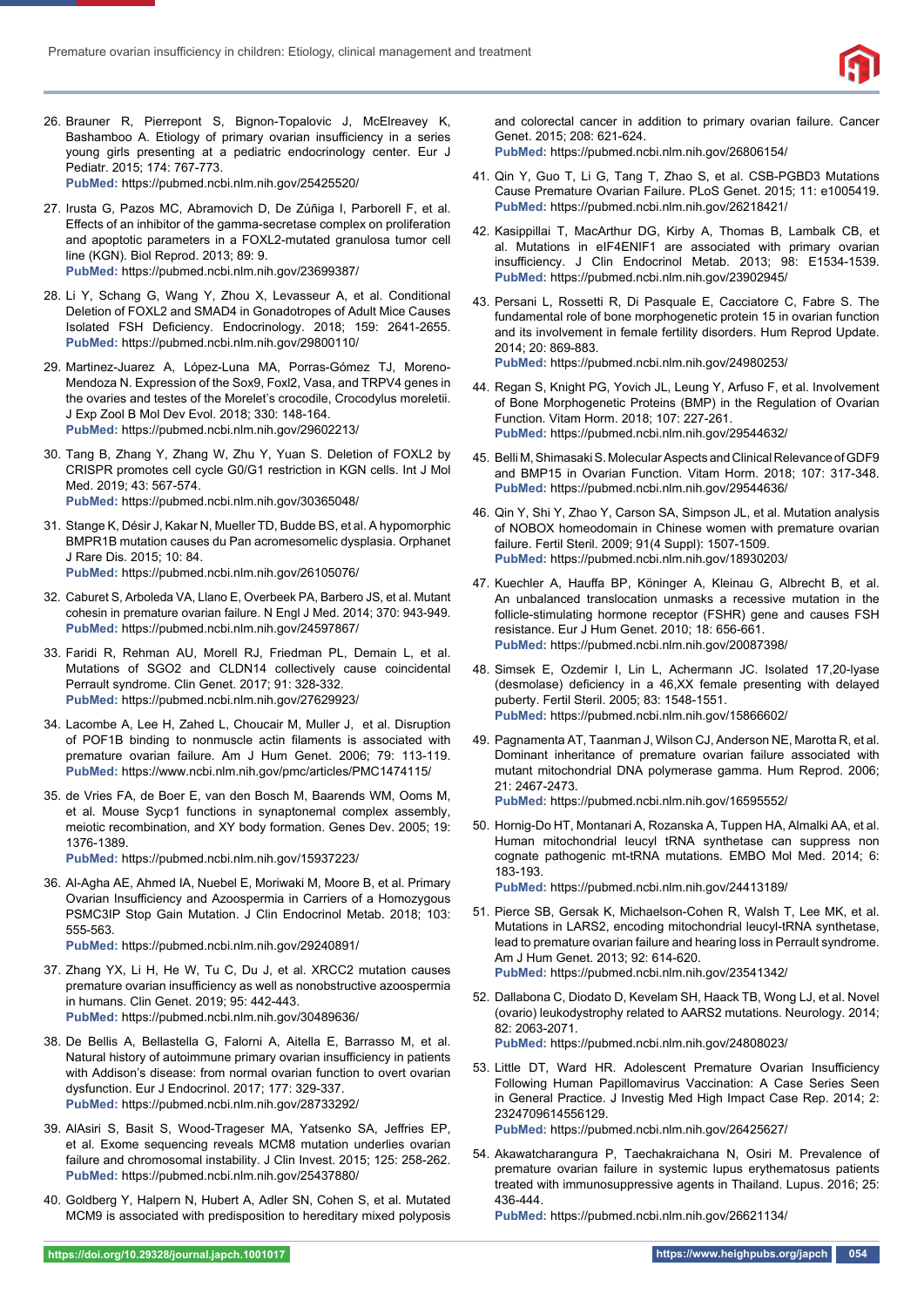26. Brauner R, Pierrepont S, Bignon-Topalovic J, McElreavey K, Bashamboo A. Etiology of primary ovarian insufficiency in a series young girls presenting at a pediatric endocrinology center. Eur J Pediatr. 2015; 174: 767-773.
**PubMed:** https://pubmed.ncbi.nlm.nih.gov/25425520/

27. Irusta G, Pazos MC, Abramovich D, De Zúñiga I, Parborell F, et al. Effects of an inhibitor of the gamma-secretase complex on proliferation and apoptotic parameters in a FOXL2-mutated granulosa tumor cell line (KGN). Biol Reprod. 2013; 89: 9.
**PubMed:** https://pubmed.ncbi.nlm.nih.gov/23699387/

28. Li Y, Schang G, Wang Y, Zhou X, Levasseur A, et al. Conditional Deletion of FOXL2 and SMAD4 in Gonadotropes of Adult Mice Causes Isolated FSH Deficiency. Endocrinology. 2018; 159: 2641-2655.
**PubMed:** https://pubmed.ncbi.nlm.nih.gov/29800110/

29. Martinez-Juarez A, López-Luna MA, Porras-Gómez TJ, Moreno-Mendoza N. Expression of the Sox9, Foxl2, Vasa, and TRPV4 genes in the ovaries and testes of the Morelet's crocodile, Crocodylus moreletii. J Exp Zool B Mol Dev Evol. 2018; 330: 148-164.
**PubMed:** https://pubmed.ncbi.nlm.nih.gov/29602213/

30. Tang B, Zhang Y, Zhang W, Zhu Y, Yuan S. Deletion of FOXL2 by CRISPR promotes cell cycle G0/G1 restriction in KGN cells. Int J Mol Med. 2019; 43: 567-574.
**PubMed:** https://pubmed.ncbi.nlm.nih.gov/30365048/

31. Stange K, Désir J, Kakar N, Mueller TD, Budde BS, et al. A hypomorphic BMPR1B mutation causes du Pan acromesomelic dysplasia. Orphanet J Rare Dis. 2015; 10: 84.
**PubMed:** https://pubmed.ncbi.nlm.nih.gov/26105076/

32. Caburet S, Arboleda VA, Llano E, Overbeek PA, Barbero JS, et al. Mutant cohesin in premature ovarian failure. N Engl J Med. 2014; 370: 943-949.
**PubMed:** https://pubmed.ncbi.nlm.nih.gov/24597867/

33. Faridi R, Rehman AU, Morell RJ, Friedman PL, Demain L, et al. Mutations of SGO2 and CLDN14 collectively cause coincidental Perrault syndrome. Clin Genet. 2017; 91: 328-332.
**PubMed:** https://pubmed.ncbi.nlm.nih.gov/27629923/

34. Lacombe A, Lee H, Zahed L, Choucair M, Muller J, et al. Disruption of POF1B binding to nonmuscle actin filaments is associated with premature ovarian failure. Am J Hum Genet. 2006; 79: 113-119.
**PubMed:** https://www.ncbi.nlm.nih.gov/pmc/articles/PMC1474115/

35. de Vries FA, de Boer E, van den Bosch M, Baarends WM, Ooms M, et al. Mouse Sycp1 functions in synaptonemal complex assembly, meiotic recombination, and XY body formation. Genes Dev. 2005; 19: 1376-1389.
**PubMed:** https://pubmed.ncbi.nlm.nih.gov/15937223/

36. Al-Agha AE, Ahmed IA, Nuebel E, Moriwaki M, Moore B, et al. Primary Ovarian Insufficiency and Azoospermia in Carriers of a Homozygous PSMC3IP Stop Gain Mutation. J Clin Endocrinol Metab. 2018; 103: 555-563.
**PubMed:** https://pubmed.ncbi.nlm.nih.gov/29240891/

37. Zhang YX, Li H, He W, Tu C, Du J, et al. XRCC2 mutation causes premature ovarian insufficiency as well as nonobstructive azoospermia in humans. Clin Genet. 2019; 95: 442-443.
**PubMed:** https://pubmed.ncbi.nlm.nih.gov/30489636/

38. De Bellis A, Bellastella G, Falorni A, Aitella E, Barrasso M, et al. Natural history of autoimmune primary ovarian insufficiency in patients with Addison's disease: from normal ovarian function to overt ovarian dysfunction. Eur J Endocrinol. 2017; 177: 329-337.
**PubMed:** https://pubmed.ncbi.nlm.nih.gov/28733292/

39. AlAsiri S, Basit S, Wood-Trageser MA, Yatsenko SA, Jeffries EP, et al. Exome sequencing reveals MCM8 mutation underlies ovarian failure and chromosomal instability. J Clin Invest. 2015; 125: 258-262.
**PubMed:** https://pubmed.ncbi.nlm.nih.gov/25437880/

40. Goldberg Y, Halpern N, Hubert A, Adler SN, Cohen S, et al. Mutated MCM9 is associated with predisposition to hereditary mixed polyposis and colorectal cancer in addition to primary ovarian failure. Cancer Genet. 2015; 208: 621-624.
**PubMed:** https://pubmed.ncbi.nlm.nih.gov/26806154/

41. Qin Y, Guo T, Li G, Tang T, Zhao S, et al. CSB-PGBD3 Mutations Cause Premature Ovarian Failure. PLoS Genet. 2015; 11: e1005419.
**PubMed:** https://pubmed.ncbi.nlm.nih.gov/26218421/

42. Kasippillai T, MacArthur DG, Kirby A, Thomas B, Lambalk CB, et al. Mutations in eIF4ENIF1 are associated with primary ovarian insufficiency. J Clin Endocrinol Metab. 2013; 98: E1534-1539.
**PubMed:** https://pubmed.ncbi.nlm.nih.gov/23902945/

43. Persani L, Rossetti R, Di Pasquale E, Cacciatore C, Fabre S. The fundamental role of bone morphogenetic protein 15 in ovarian function and its involvement in female fertility disorders. Hum Reprod Update. 2014; 20: 869-883.
**PubMed:** https://pubmed.ncbi.nlm.nih.gov/24980253/

44. Regan S, Knight PG, Yovich JL, Leung Y, Arfuso F, et al. Involvement of Bone Morphogenetic Proteins (BMP) in the Regulation of Ovarian Function. Vitam Horm. 2018; 107: 227-261.
**PubMed:** https://pubmed.ncbi.nlm.nih.gov/29544632/

45. Belli M, Shimasaki S. Molecular Aspects and Clinical Relevance of GDF9 and BMP15 in Ovarian Function. Vitam Horm. 2018; 107: 317-348.
**PubMed:** https://pubmed.ncbi.nlm.nih.gov/29544636/

46. Qin Y, Shi Y, Zhao Y, Carson SA, Simpson JL, et al. Mutation analysis of NOBOX homeodomain in Chinese women with premature ovarian failure. Fertil Steril. 2009; 91(4 Suppl): 1507-1509.
**PubMed:** https://pubmed.ncbi.nlm.nih.gov/18930203/

47. Kuechler A, Hauffa BP, Köninger A, Kleinau G, Albrecht B, et al. An unbalanced translocation unmasks a recessive mutation in the follicle-stimulating hormone receptor (FSHR) gene and causes FSH resistance. Eur J Hum Genet. 2010; 18: 656-661.
**PubMed:** https://pubmed.ncbi.nlm.nih.gov/20087398/

48. Simsek E, Ozdemir I, Lin L, Achermann JC. Isolated 17,20-lyase (desmolase) deficiency in a 46,XX female presenting with delayed puberty. Fertil Steril. 2005; 83: 1548-1551.
**PubMed:** https://pubmed.ncbi.nlm.nih.gov/15866602/

49. Pagnamenta AT, Taanman J, Wilson CJ, Anderson NE, Marotta R, et al. Dominant inheritance of premature ovarian failure associated with mutant mitochondrial DNA polymerase gamma. Hum Reprod. 2006; 21: 2467-2473.
**PubMed:** https://pubmed.ncbi.nlm.nih.gov/16595552/

50. Hornig-Do HT, Montanari A, Rozanska A, Tuppen HA, Almalki AA, et al. Human mitochondrial leucyl tRNA synthetase can suppress non cognate pathogenic mt-tRNA mutations. EMBO Mol Med. 2014; 6: 183-193.
**PubMed:** https://pubmed.ncbi.nlm.nih.gov/24413189/

51. Pierce SB, Gersak K, Michaelson-Cohen R, Walsh T, Lee MK, et al. Mutations in LARS2, encoding mitochondrial leucyl-tRNA synthetase, lead to premature ovarian failure and hearing loss in Perrault syndrome. Am J Hum Genet. 2013; 92: 614-620.
**PubMed:** https://pubmed.ncbi.nlm.nih.gov/23541342/

52. Dallabona C, Diodato D, Kevelam SH, Haack TB, Wong LJ, et al. Novel (ovario) leukodystrophy related to AARS2 mutations. Neurology. 2014; 82: 2063-2071.
**PubMed:** https://pubmed.ncbi.nlm.nih.gov/24808023/

53. Little DT, Ward HR. Adolescent Premature Ovarian Insufficiency Following Human Papillomavirus Vaccination: A Case Series Seen in General Practice. J Investig Med High Impact Case Rep. 2014; 2: 2324709614556129.
**PubMed:** https://pubmed.ncbi.nlm.nih.gov/26425627/

54. Akawatcharangura P, Taechakraichana N, Osiri M. Prevalence of premature ovarian failure in systemic lupus erythematosus patients treated with immunosuppressive agents in Thailand. Lupus. 2016; 25: 436-444.
**PubMed:** https://pubmed.ncbi.nlm.nih.gov/26621134/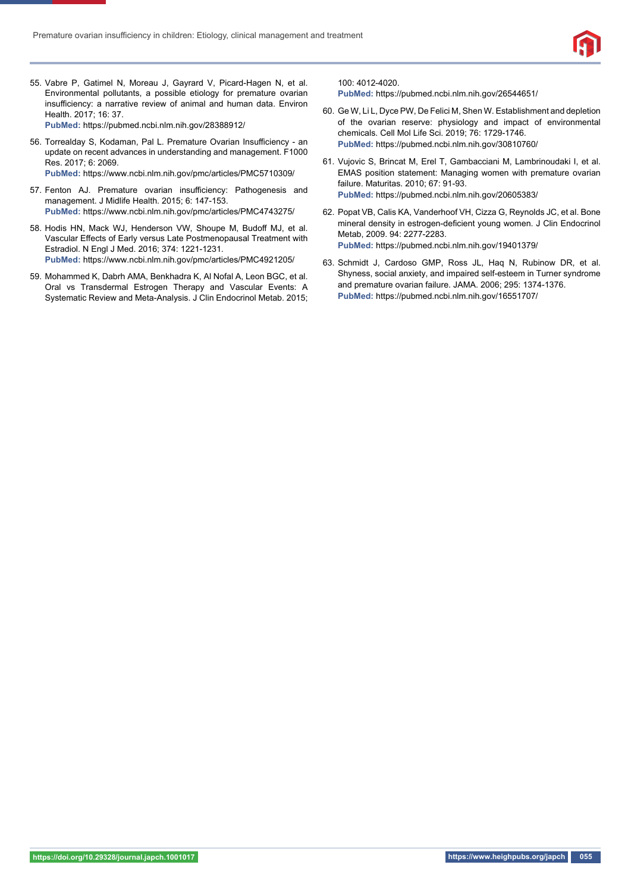55. Vabre P, Gatimel N, Moreau J, Gayrard V, Picard-Hagen N, et al. Environmental pollutants, a possible etiology for premature ovarian insufficiency: a narrative review of animal and human data. Environ Health. 2017; 16: 37.
**PubMed:** https://pubmed.ncbi.nlm.nih.gov/28388912/

56. Torrealday S, Kodaman, Pal L. Premature Ovarian Insufficiency - an update on recent advances in understanding and management. F1000 Res. 2017; 6: 2069.
**PubMed:** https://www.ncbi.nlm.nih.gov/pmc/articles/PMC5710309/

57. Fenton AJ. Premature ovarian insufficiency: Pathogenesis and management. J Midlife Health. 2015; 6: 147-153.
**PubMed:** https://www.ncbi.nlm.nih.gov/pmc/articles/PMC4743275/

58. Hodis HN, Mack WJ, Henderson VW, Shoupe M, Budoff MJ, et al. Vascular Effects of Early versus Late Postmenopausal Treatment with Estradiol. N Engl J Med. 2016; 374: 1221-1231.
**PubMed:** https://www.ncbi.nlm.nih.gov/pmc/articles/PMC4921205/

59. Mohammed K, Dabrh AMA, Benkhadra K, Al Nofal A, Leon BGC, et al. Oral vs Transdermal Estrogen Therapy and Vascular Events: A Systematic Review and Meta-Analysis. J Clin Endocrinol Metab. 2015; 100: 4012-4020.
**PubMed:** https://pubmed.ncbi.nlm.nih.gov/26544651/

60. Ge W, Li L, Dyce PW, De Felici M, Shen W. Establishment and depletion of the ovarian reserve: physiology and impact of environmental chemicals. Cell Mol Life Sci. 2019; 76: 1729-1746.
**PubMed:** https://pubmed.ncbi.nlm.nih.gov/30810760/

61. Vujovic S, Brincat M, Erel T, Gambacciani M, Lambrinoudaki I, et al. EMAS position statement: Managing women with premature ovarian failure. Maturitas. 2010; 67: 91-93.
**PubMed:** https://pubmed.ncbi.nlm.nih.gov/20605383/

62. Popat VB, Calis KA, Vanderhoof VH, Cizza G, Reynolds JC, et al. Bone mineral density in estrogen-deficient young women. J Clin Endocrinol Metab, 2009. 94: 2277-2283.
**PubMed:** https://pubmed.ncbi.nlm.nih.gov/19401379/

63. Schmidt J, Cardoso GMP, Ross JL, Haq N, Rubinow DR, et al. Shyness, social anxiety, and impaired self-esteem in Turner syndrome and premature ovarian failure. JAMA. 2006; 295: 1374-1376.
**PubMed:** https://pubmed.ncbi.nlm.nih.gov/16551707/